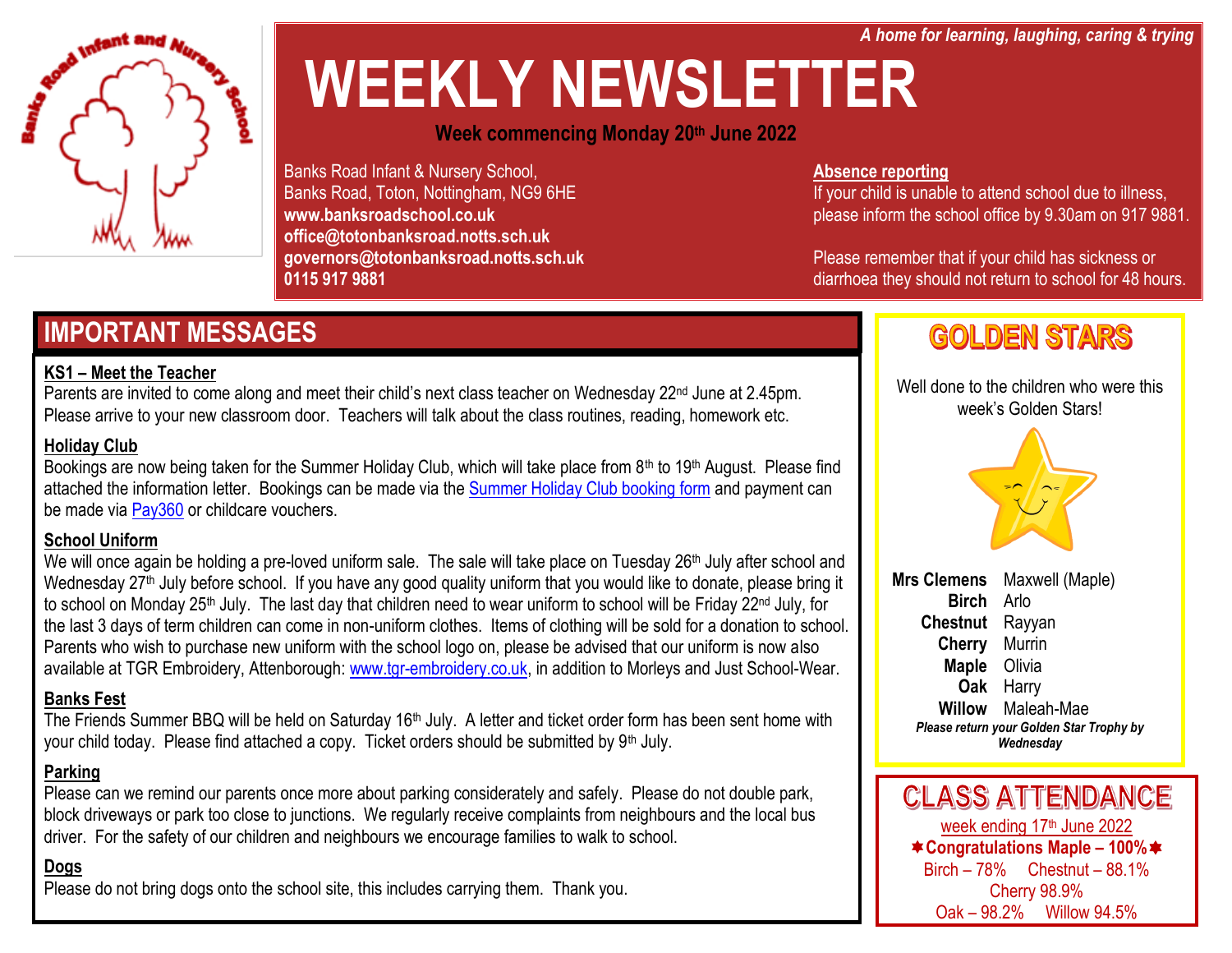*A home for learning, laughing, caring & trying*

# WEEKLY NEWSLETTER

**Week commencing Monday 20th June 2022**

Banks Road Infant & Nursery School,
Banks Road, Toton, Nottingham, NG9 6HE
**www.banksroadschool.co.uk**
**office@totonbanksroad.notts.sch.uk**
**governors@totonbanksroad.notts.sch.uk**
**0115 917 9881**

**Absence reporting**
If your child is unable to attend school due to illness, please inform the school office by 9.30am on 917 9881.

Please remember that if your child has sickness or diarrhoea they should not return to school for 48 hours.

## IMPORTANT MESSAGES

**KS1 – Meet the Teacher**
Parents are invited to come along and meet their child's next class teacher on Wednesday 22nd June at 2.45pm. Please arrive to your new classroom door. Teachers will talk about the class routines, reading, homework etc.

**Holiday Club**
Bookings are now being taken for the Summer Holiday Club, which will take place from 8th to 19th August. Please find attached the information letter. Bookings can be made via the Summer Holiday Club booking form and payment can be made via Pay360 or childcare vouchers.

**School Uniform**
We will once again be holding a pre-loved uniform sale. The sale will take place on Tuesday 26th July after school and Wednesday 27th July before school. If you have any good quality uniform that you would like to donate, please bring it to school on Monday 25th July. The last day that children need to wear uniform to school will be Friday 22nd July, for the last 3 days of term children can come in non-uniform clothes. Items of clothing will be sold for a donation to school. Parents who wish to purchase new uniform with the school logo on, please be advised that our uniform is now also available at TGR Embroidery, Attenborough: www.tgr-embroidery.co.uk, in addition to Morleys and Just School-Wear.

**Banks Fest**
The Friends Summer BBQ will be held on Saturday 16th July. A letter and ticket order form has been sent home with your child today. Please find attached a copy. Ticket orders should be submitted by 9th July.

**Parking**
Please can we remind our parents once more about parking considerately and safely. Please do not double park, block driveways or park too close to junctions. We regularly receive complaints from neighbours and the local bus driver. For the safety of our children and neighbours we encourage families to walk to school.

**Dogs**
Please do not bring dogs onto the school site, this includes carrying them. Thank you.

## GOLDEN STARS

Well done to the children who were this week's Golden Stars!

| | |
|---|---|
| **Mrs Clemens** | Maxwell (Maple) |
| **Birch** | Arlo |
| **Chestnut** | Rayyan |
| **Cherry** | Murrin |
| **Maple** | Olivia |
| **Oak** | Harry |
| **Willow** | Maleah-Mae |

***Please return your Golden Star Trophy by Wednesday***

## CLASS ATTENDANCE

week ending 17th June 2022

**✸Congratulations Maple – 100%✸**

Birch – 78% Chestnut – 88.1%
Cherry 98.9%
Oak – 98.2% Willow 94.5%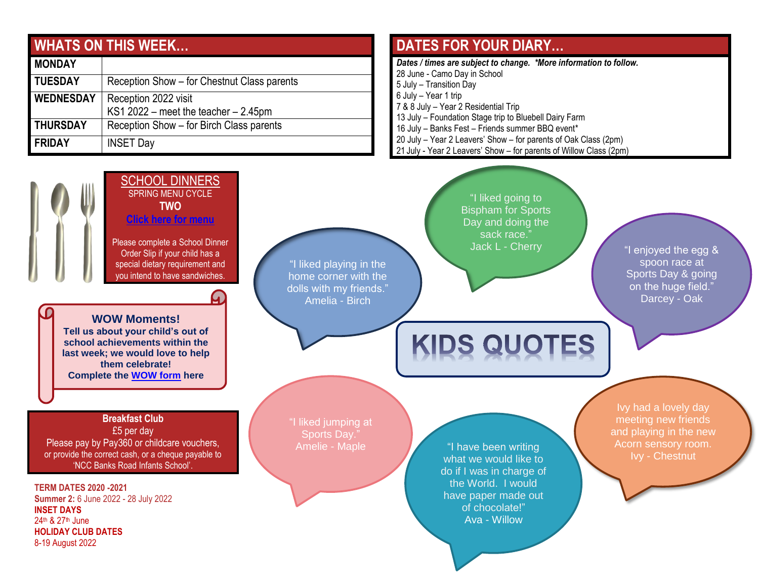## WHATS ON THIS WEEK…

| | |
|---|---|
| **MONDAY** | |
| **TUESDAY** | Reception Show – for Chestnut Class parents |
| **WEDNESDAY** | Reception 2022 visit<br>KS1 2022 – meet the teacher – 2.45pm |
| **THURSDAY** | Reception Show – for Birch Class parents |
| **FRIDAY** | INSET Day |

## DATES FOR YOUR DIARY…

***Dates / times are subject to change. *More information to follow.***

28 June - Camo Day in School
5 July – Transition Day
6 July – Year 1 trip
7 & 8 July – Year 2 Residential Trip
13 July – Foundation Stage trip to Bluebell Dairy Farm
16 July – Banks Fest – Friends summer BBQ event*
20 July – Year 2 Leavers' Show – for parents of Oak Class (2pm)
21 July - Year 2 Leavers' Show – for parents of Willow Class (2pm)

## SCHOOL DINNERS

SPRING MENU CYCLE
**TWO**
**Click here for menu**

Please complete a School Dinner Order Slip if your child has a special dietary requirement and you intend to have sandwiches.

### WOW Moments!

**Tell us about your child's out of school achievements within the last week; we would love to help them celebrate!**
**Complete the WOW form here**

### Breakfast Club

£5 per day
Please pay by Pay360 or childcare vouchers, or provide the correct cash, or a cheque payable to 'NCC Banks Road Infants School'.

**TERM DATES 2020 -2021**
**Summer 2:** 6 June 2022 - 28 July 2022
**INSET DAYS**
24th & 27th June
**HOLIDAY CLUB DATES**
8-19 August 2022

## KIDS QUOTES

"I liked going to Bispham for Sports Day and doing the sack race."
Jack L - Cherry

"I liked playing in the home corner with the dolls with my friends."
Amelia - Birch

"I enjoyed the egg & spoon race at Sports Day & going on the huge field."
Darcey - Oak

"I liked jumping at Sports Day."
Amelie - Maple

"I have been writing what we would like to do if I was in charge of the World. I would have paper made out of chocolate!"
Ava - Willow

Ivy had a lovely day meeting new friends and playing in the new Acorn sensory room.
Ivy - Chestnut